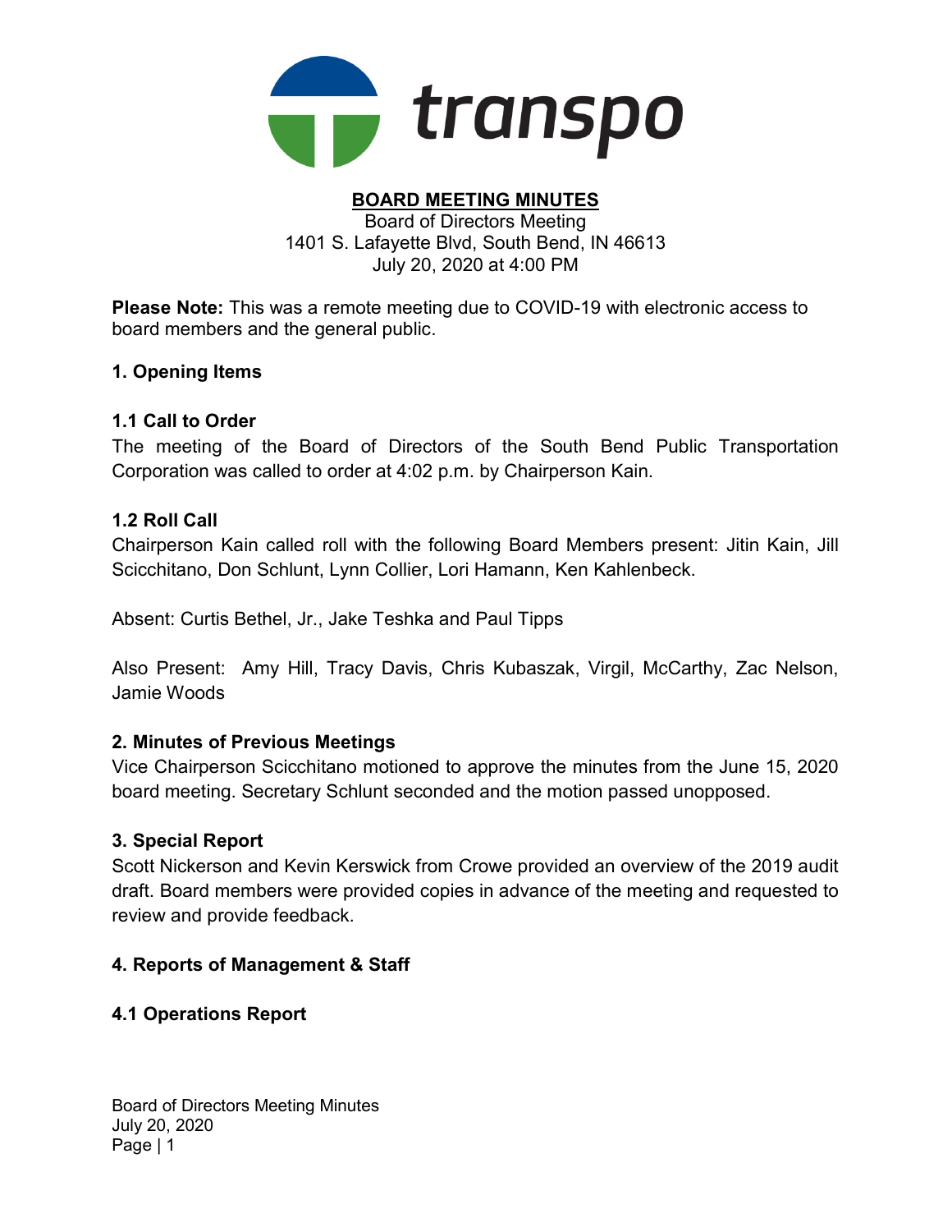transpo

# BOARD MEETING MINUTES

Board of Directors Meeting
1401 S. Lafayette Blvd, South Bend, IN 46613
July 20, 2020 at 4:00 PM

**Please Note:** This was a remote meeting due to COVID-19 with electronic access to board members and the general public.

## 1. Opening Items

### 1.1 Call to Order

The meeting of the Board of Directors of the South Bend Public Transportation Corporation was called to order at 4:02 p.m. by Chairperson Kain.

### 1.2 Roll Call

Chairperson Kain called roll with the following Board Members present: Jitin Kain, Jill Scicchitano, Don Schlunt, Lynn Collier, Lori Hamann, Ken Kahlenbeck.

Absent: Curtis Bethel, Jr., Jake Teshka and Paul Tipps

Also Present: Amy Hill, Tracy Davis, Chris Kubaszak, Virgil, McCarthy, Zac Nelson, Jamie Woods

## 2. Minutes of Previous Meetings

Vice Chairperson Scicchitano motioned to approve the minutes from the June 15, 2020 board meeting. Secretary Schlunt seconded and the motion passed unopposed.

## 3. Special Report

Scott Nickerson and Kevin Kerswick from Crowe provided an overview of the 2019 audit draft. Board members were provided copies in advance of the meeting and requested to review and provide feedback.

## 4. Reports of Management & Staff

### 4.1 Operations Report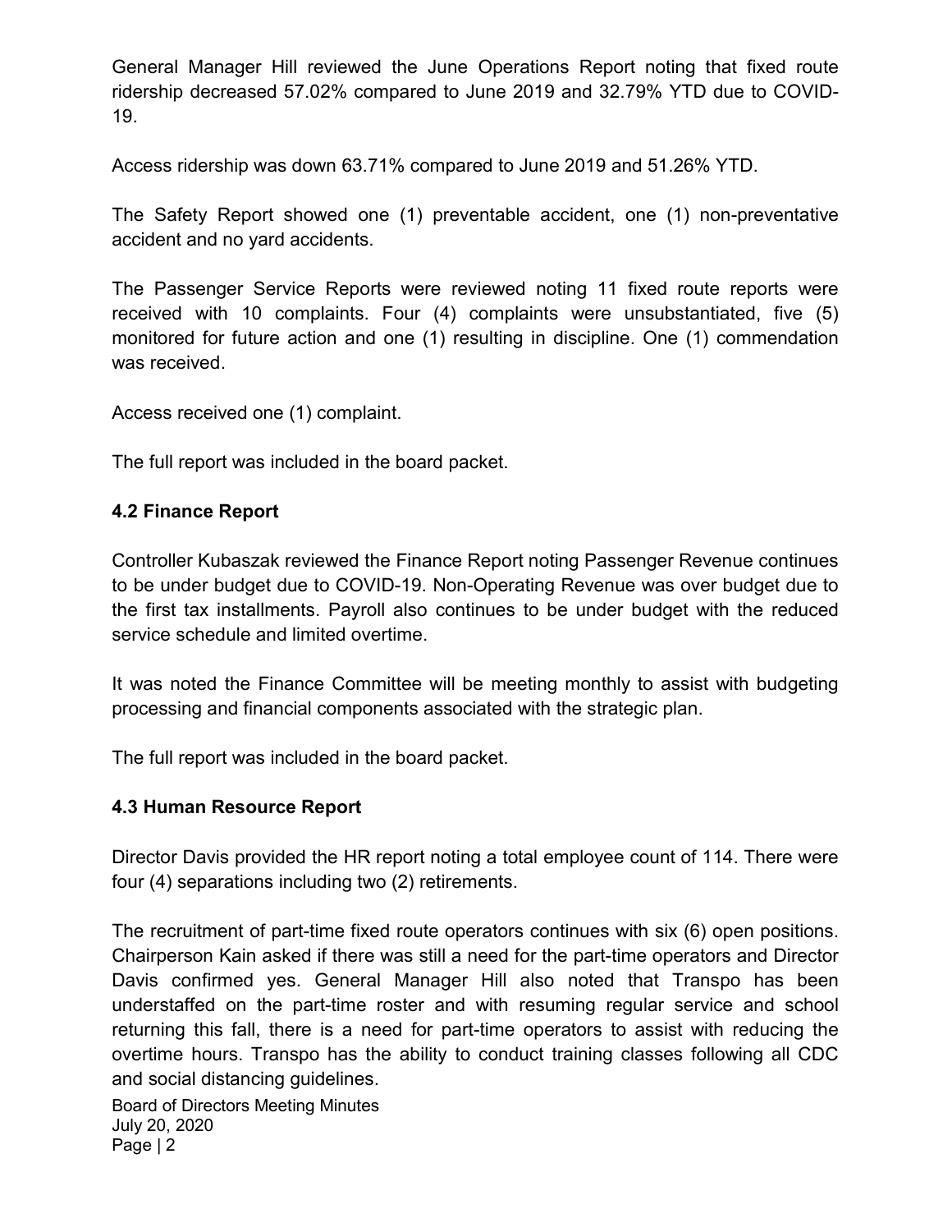General Manager Hill reviewed the June Operations Report noting that fixed route ridership decreased 57.02% compared to June 2019 and 32.79% YTD due to COVID-19.

Access ridership was down 63.71% compared to June 2019 and 51.26% YTD.

The Safety Report showed one (1) preventable accident, one (1) non-preventative accident and no yard accidents.

The Passenger Service Reports were reviewed noting 11 fixed route reports were received with 10 complaints. Four (4) complaints were unsubstantiated, five (5) monitored for future action and one (1) resulting in discipline. One (1) commendation was received.

Access received one (1) complaint.

The full report was included in the board packet.

### 4.2 Finance Report

Controller Kubaszak reviewed the Finance Report noting Passenger Revenue continues to be under budget due to COVID-19. Non-Operating Revenue was over budget due to the first tax installments. Payroll also continues to be under budget with the reduced service schedule and limited overtime.

It was noted the Finance Committee will be meeting monthly to assist with budgeting processing and financial components associated with the strategic plan.

The full report was included in the board packet.

### 4.3 Human Resource Report

Director Davis provided the HR report noting a total employee count of 114. There were four (4) separations including two (2) retirements.

The recruitment of part-time fixed route operators continues with six (6) open positions. Chairperson Kain asked if there was still a need for the part-time operators and Director Davis confirmed yes. General Manager Hill also noted that Transpo has been understaffed on the part-time roster and with resuming regular service and school returning this fall, there is a need for part-time operators to assist with reducing the overtime hours. Transpo has the ability to conduct training classes following all CDC and social distancing guidelines.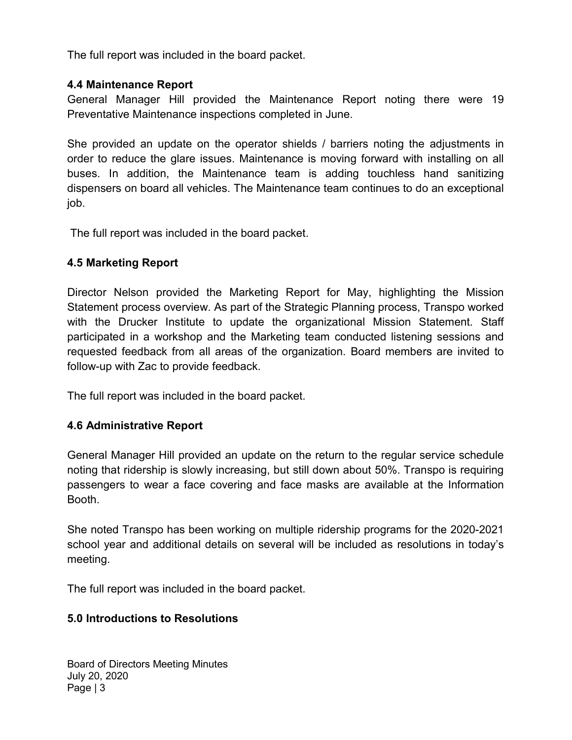The full report was included in the board packet.

### 4.4 Maintenance Report

General Manager Hill provided the Maintenance Report noting there were 19 Preventative Maintenance inspections completed in June.

She provided an update on the operator shields / barriers noting the adjustments in order to reduce the glare issues. Maintenance is moving forward with installing on all buses. In addition, the Maintenance team is adding touchless hand sanitizing dispensers on board all vehicles. The Maintenance team continues to do an exceptional job.

The full report was included in the board packet.

### 4.5 Marketing Report

Director Nelson provided the Marketing Report for May, highlighting the Mission Statement process overview. As part of the Strategic Planning process, Transpo worked with the Drucker Institute to update the organizational Mission Statement. Staff participated in a workshop and the Marketing team conducted listening sessions and requested feedback from all areas of the organization. Board members are invited to follow-up with Zac to provide feedback.

The full report was included in the board packet.

### 4.6 Administrative Report

General Manager Hill provided an update on the return to the regular service schedule noting that ridership is slowly increasing, but still down about 50%. Transpo is requiring passengers to wear a face covering and face masks are available at the Information Booth.

She noted Transpo has been working on multiple ridership programs for the 2020-2021 school year and additional details on several will be included as resolutions in today's meeting.

The full report was included in the board packet.

### 5.0 Introductions to Resolutions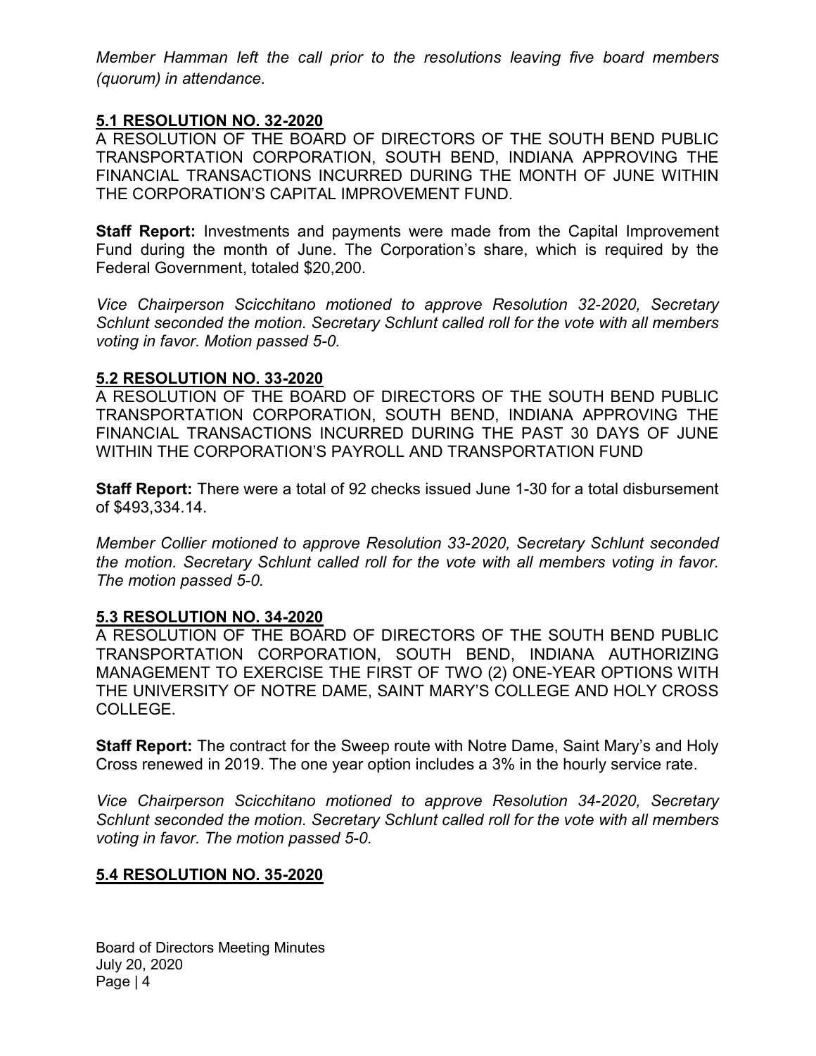*Member Hamman left the call prior to the resolutions leaving five board members (quorum) in attendance.*

## **5.1 RESOLUTION NO. 32-2020**

A RESOLUTION OF THE BOARD OF DIRECTORS OF THE SOUTH BEND PUBLIC TRANSPORTATION CORPORATION, SOUTH BEND, INDIANA APPROVING THE FINANCIAL TRANSACTIONS INCURRED DURING THE MONTH OF JUNE WITHIN THE CORPORATION'S CAPITAL IMPROVEMENT FUND.

**Staff Report:** Investments and payments were made from the Capital Improvement Fund during the month of June. The Corporation's share, which is required by the Federal Government, totaled $20,200.

*Vice Chairperson Scicchitano motioned to approve Resolution 32-2020, Secretary Schlunt seconded the motion. Secretary Schlunt called roll for the vote with all members voting in favor. Motion passed 5-0.*

## **5.2 RESOLUTION NO. 33-2020**

A RESOLUTION OF THE BOARD OF DIRECTORS OF THE SOUTH BEND PUBLIC TRANSPORTATION CORPORATION, SOUTH BEND, INDIANA APPROVING THE FINANCIAL TRANSACTIONS INCURRED DURING THE PAST 30 DAYS OF JUNE WITHIN THE CORPORATION'S PAYROLL AND TRANSPORTATION FUND

**Staff Report:** There were a total of 92 checks issued June 1-30 for a total disbursement of $493,334.14.

*Member Collier motioned to approve Resolution 33-2020, Secretary Schlunt seconded the motion. Secretary Schlunt called roll for the vote with all members voting in favor. The motion passed 5-0.*

## **5.3 RESOLUTION NO. 34-2020**

A RESOLUTION OF THE BOARD OF DIRECTORS OF THE SOUTH BEND PUBLIC TRANSPORTATION CORPORATION, SOUTH BEND, INDIANA AUTHORIZING MANAGEMENT TO EXERCISE THE FIRST OF TWO (2) ONE-YEAR OPTIONS WITH THE UNIVERSITY OF NOTRE DAME, SAINT MARY'S COLLEGE AND HOLY CROSS COLLEGE.

**Staff Report:** The contract for the Sweep route with Notre Dame, Saint Mary's and Holy Cross renewed in 2019. The one year option includes a 3% in the hourly service rate.

*Vice Chairperson Scicchitano motioned to approve Resolution 34-2020, Secretary Schlunt seconded the motion. Secretary Schlunt called roll for the vote with all members voting in favor. The motion passed 5-0.*

## **5.4 RESOLUTION NO. 35-2020**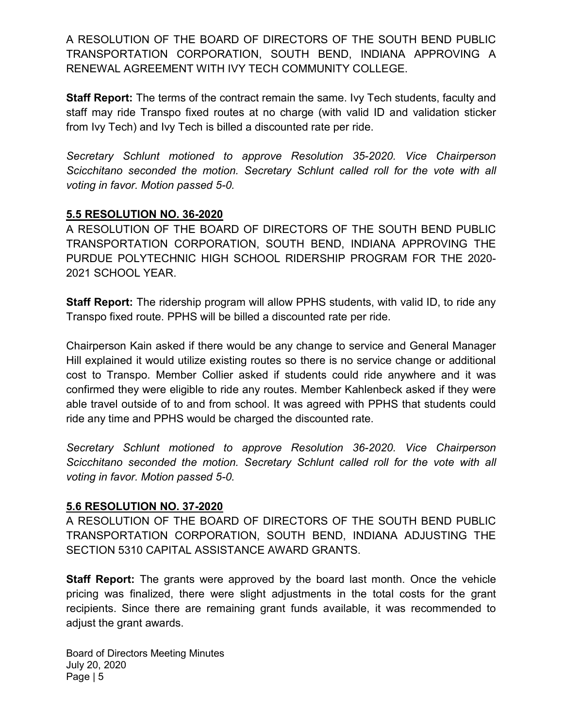A RESOLUTION OF THE BOARD OF DIRECTORS OF THE SOUTH BEND PUBLIC TRANSPORTATION CORPORATION, SOUTH BEND, INDIANA APPROVING A RENEWAL AGREEMENT WITH IVY TECH COMMUNITY COLLEGE.

**Staff Report:** The terms of the contract remain the same. Ivy Tech students, faculty and staff may ride Transpo fixed routes at no charge (with valid ID and validation sticker from Ivy Tech) and Ivy Tech is billed a discounted rate per ride.

*Secretary Schlunt motioned to approve Resolution 35-2020. Vice Chairperson Scicchitano seconded the motion. Secretary Schlunt called roll for the vote with all voting in favor. Motion passed 5-0.*

## 5.5 RESOLUTION NO. 36-2020

A RESOLUTION OF THE BOARD OF DIRECTORS OF THE SOUTH BEND PUBLIC TRANSPORTATION CORPORATION, SOUTH BEND, INDIANA APPROVING THE PURDUE POLYTECHNIC HIGH SCHOOL RIDERSHIP PROGRAM FOR THE 2020-2021 SCHOOL YEAR.

**Staff Report:** The ridership program will allow PPHS students, with valid ID, to ride any Transpo fixed route. PPHS will be billed a discounted rate per ride.

Chairperson Kain asked if there would be any change to service and General Manager Hill explained it would utilize existing routes so there is no service change or additional cost to Transpo. Member Collier asked if students could ride anywhere and it was confirmed they were eligible to ride any routes. Member Kahlenbeck asked if they were able travel outside of to and from school. It was agreed with PPHS that students could ride any time and PPHS would be charged the discounted rate.

*Secretary Schlunt motioned to approve Resolution 36-2020. Vice Chairperson Scicchitano seconded the motion. Secretary Schlunt called roll for the vote with all voting in favor. Motion passed 5-0.*

## 5.6 RESOLUTION NO. 37-2020

A RESOLUTION OF THE BOARD OF DIRECTORS OF THE SOUTH BEND PUBLIC TRANSPORTATION CORPORATION, SOUTH BEND, INDIANA ADJUSTING THE SECTION 5310 CAPITAL ASSISTANCE AWARD GRANTS.

**Staff Report:** The grants were approved by the board last month. Once the vehicle pricing was finalized, there were slight adjustments in the total costs for the grant recipients. Since there are remaining grant funds available, it was recommended to adjust the grant awards.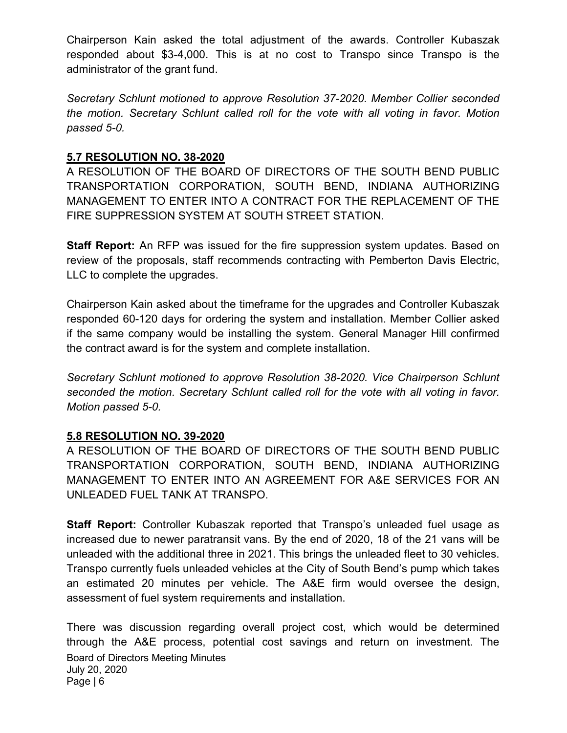Chairperson Kain asked the total adjustment of the awards. Controller Kubaszak responded about $3-4,000. This is at no cost to Transpo since Transpo is the administrator of the grant fund.

*Secretary Schlunt motioned to approve Resolution 37-2020. Member Collier seconded the motion. Secretary Schlunt called roll for the vote with all voting in favor. Motion passed 5-0.*

**5.7 RESOLUTION NO. 38-2020**

A RESOLUTION OF THE BOARD OF DIRECTORS OF THE SOUTH BEND PUBLIC TRANSPORTATION CORPORATION, SOUTH BEND, INDIANA AUTHORIZING MANAGEMENT TO ENTER INTO A CONTRACT FOR THE REPLACEMENT OF THE FIRE SUPPRESSION SYSTEM AT SOUTH STREET STATION.

**Staff Report:** An RFP was issued for the fire suppression system updates. Based on review of the proposals, staff recommends contracting with Pemberton Davis Electric, LLC to complete the upgrades.

Chairperson Kain asked about the timeframe for the upgrades and Controller Kubaszak responded 60-120 days for ordering the system and installation. Member Collier asked if the same company would be installing the system. General Manager Hill confirmed the contract award is for the system and complete installation.

*Secretary Schlunt motioned to approve Resolution 38-2020. Vice Chairperson Schlunt seconded the motion. Secretary Schlunt called roll for the vote with all voting in favor. Motion passed 5-0.*

**5.8 RESOLUTION NO. 39-2020**

A RESOLUTION OF THE BOARD OF DIRECTORS OF THE SOUTH BEND PUBLIC TRANSPORTATION CORPORATION, SOUTH BEND, INDIANA AUTHORIZING MANAGEMENT TO ENTER INTO AN AGREEMENT FOR A&E SERVICES FOR AN UNLEADED FUEL TANK AT TRANSPO.

**Staff Report:** Controller Kubaszak reported that Transpo's unleaded fuel usage as increased due to newer paratransit vans. By the end of 2020, 18 of the 21 vans will be unleaded with the additional three in 2021. This brings the unleaded fleet to 30 vehicles. Transpo currently fuels unleaded vehicles at the City of South Bend's pump which takes an estimated 20 minutes per vehicle. The A&E firm would oversee the design, assessment of fuel system requirements and installation.

There was discussion regarding overall project cost, which would be determined through the A&E process, potential cost savings and return on investment. The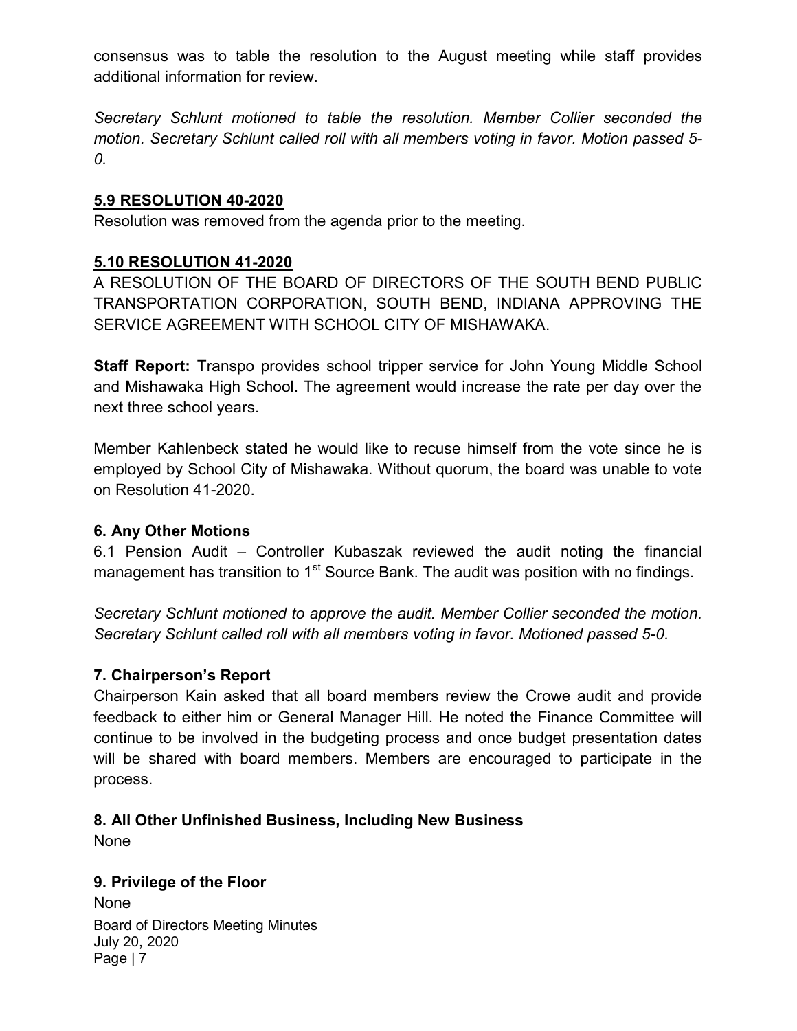consensus was to table the resolution to the August meeting while staff provides additional information for review.

*Secretary Schlunt motioned to table the resolution. Member Collier seconded the motion. Secretary Schlunt called roll with all members voting in favor. Motion passed 5-0.*

## 5.9 RESOLUTION 40-2020

Resolution was removed from the agenda prior to the meeting.

## 5.10 RESOLUTION 41-2020

A RESOLUTION OF THE BOARD OF DIRECTORS OF THE SOUTH BEND PUBLIC TRANSPORTATION CORPORATION, SOUTH BEND, INDIANA APPROVING THE SERVICE AGREEMENT WITH SCHOOL CITY OF MISHAWAKA.

**Staff Report:** Transpo provides school tripper service for John Young Middle School and Mishawaka High School. The agreement would increase the rate per day over the next three school years.

Member Kahlenbeck stated he would like to recuse himself from the vote since he is employed by School City of Mishawaka. Without quorum, the board was unable to vote on Resolution 41-2020.

## 6. Any Other Motions

6.1 Pension Audit – Controller Kubaszak reviewed the audit noting the financial management has transition to 1st Source Bank. The audit was position with no findings.

*Secretary Schlunt motioned to approve the audit. Member Collier seconded the motion. Secretary Schlunt called roll with all members voting in favor. Motioned passed 5-0.*

## 7. Chairperson's Report

Chairperson Kain asked that all board members review the Crowe audit and provide feedback to either him or General Manager Hill. He noted the Finance Committee will continue to be involved in the budgeting process and once budget presentation dates will be shared with board members. Members are encouraged to participate in the process.

## 8. All Other Unfinished Business, Including New Business

None

## 9. Privilege of the Floor

None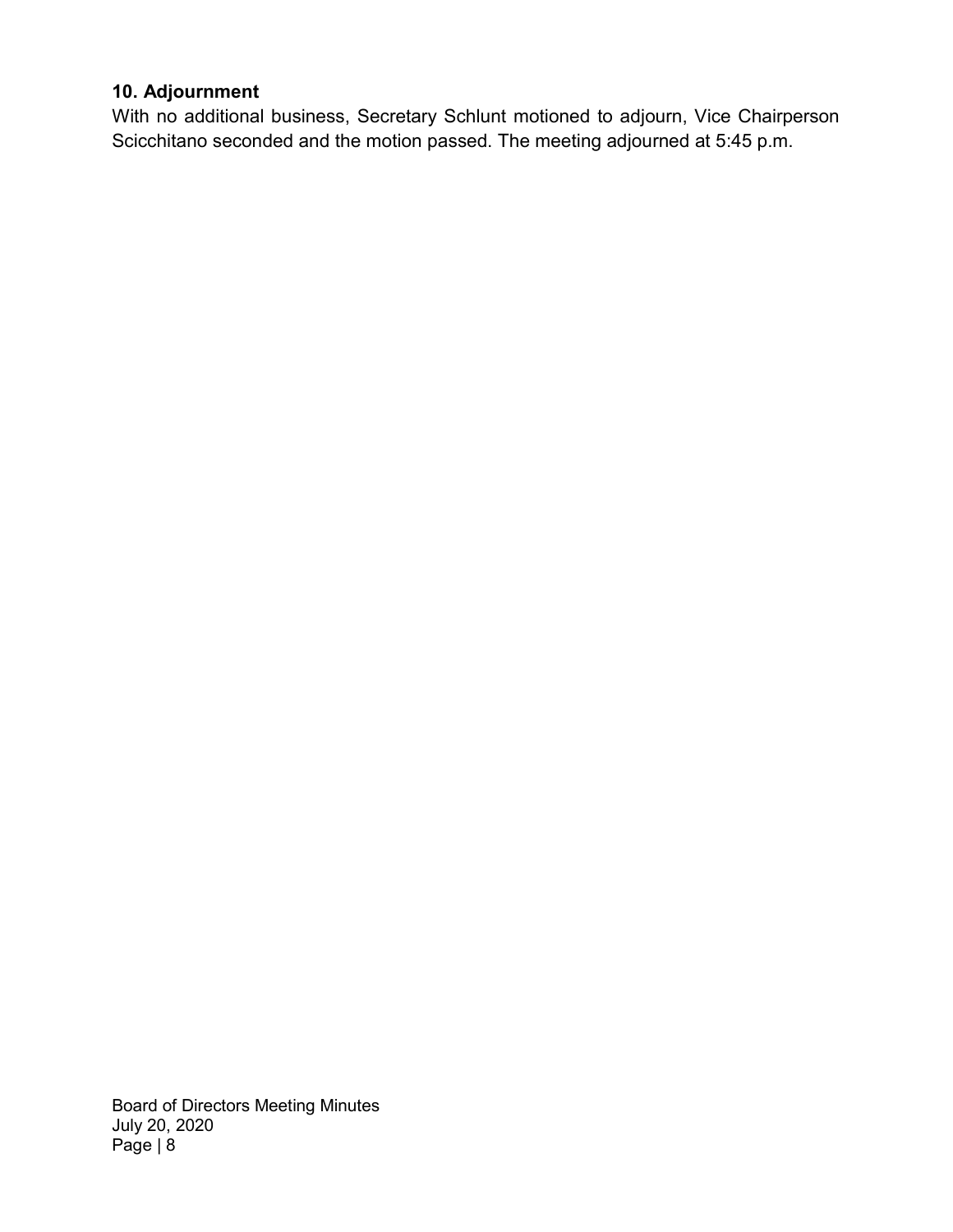**10. Adjournment**

With no additional business, Secretary Schlunt motioned to adjourn, Vice Chairperson Scicchitano seconded and the motion passed. The meeting adjourned at 5:45 p.m.